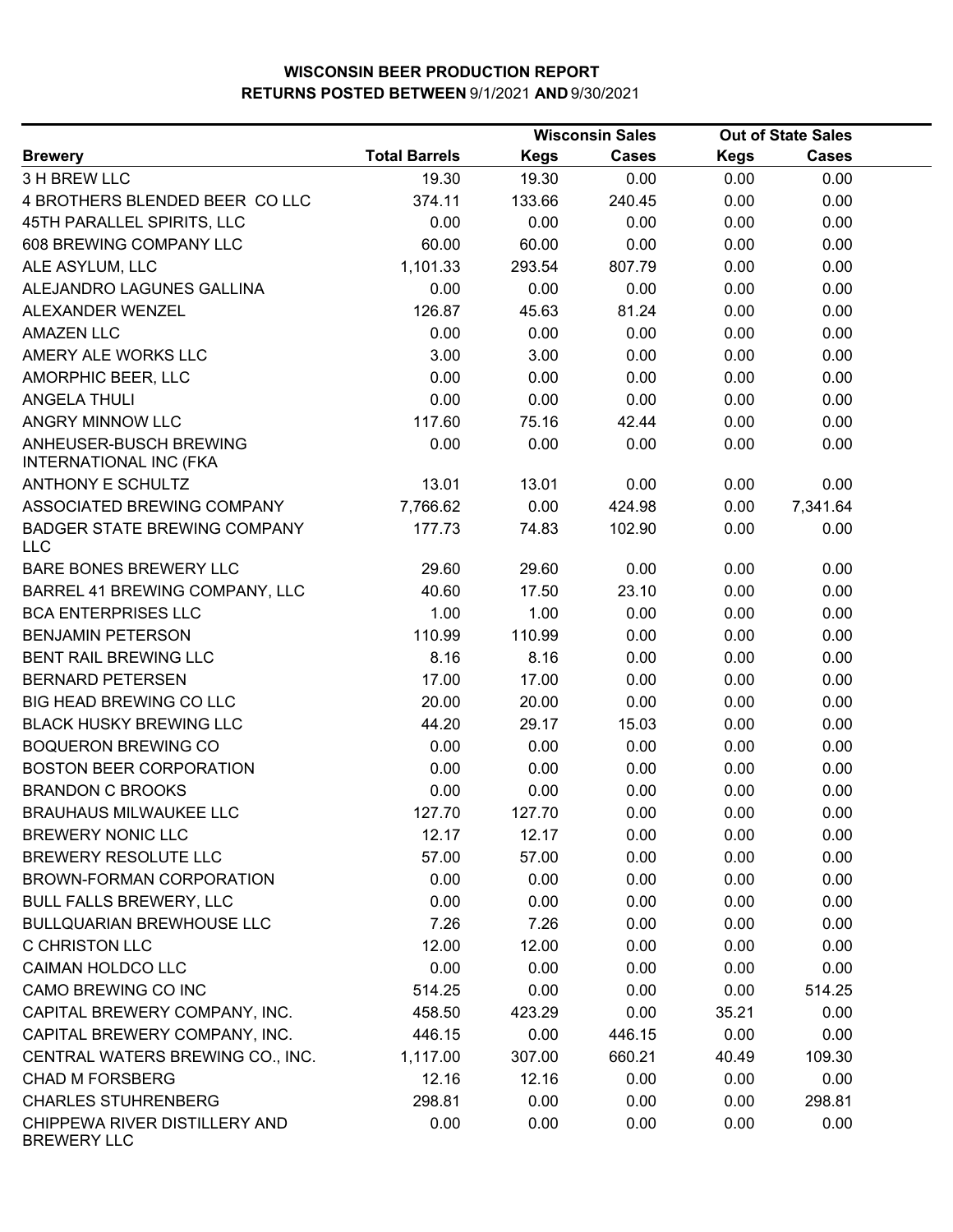# WISCONSIN BEER PRODUCTION REPORT
## RETURNS POSTED BETWEEN 9/1/2021 AND 9/30/2021

| | | Wisconsin Sales | | Out of State Sales | |
|---|---|---|---|---|---|
| **Brewery** | **Total Barrels** | **Kegs** | **Cases** | **Kegs** | **Cases** |
| 3 H BREW LLC | 19.30 | 19.30 | 0.00 | 0.00 | 0.00 |
| 4 BROTHERS BLENDED BEER CO LLC | 374.11 | 133.66 | 240.45 | 0.00 | 0.00 |
| 45TH PARALLEL SPIRITS, LLC | 0.00 | 0.00 | 0.00 | 0.00 | 0.00 |
| 608 BREWING COMPANY LLC | 60.00 | 60.00 | 0.00 | 0.00 | 0.00 |
| ALE ASYLUM, LLC | 1,101.33 | 293.54 | 807.79 | 0.00 | 0.00 |
| ALEJANDRO LAGUNES GALLINA | 0.00 | 0.00 | 0.00 | 0.00 | 0.00 |
| ALEXANDER WENZEL | 126.87 | 45.63 | 81.24 | 0.00 | 0.00 |
| AMAZEN LLC | 0.00 | 0.00 | 0.00 | 0.00 | 0.00 |
| AMERY ALE WORKS LLC | 3.00 | 3.00 | 0.00 | 0.00 | 0.00 |
| AMORPHIC BEER, LLC | 0.00 | 0.00 | 0.00 | 0.00 | 0.00 |
| ANGELA THULI | 0.00 | 0.00 | 0.00 | 0.00 | 0.00 |
| ANGRY MINNOW LLC | 117.60 | 75.16 | 42.44 | 0.00 | 0.00 |
| ANHEUSER-BUSCH BREWING INTERNATIONAL INC (FKA | 0.00 | 0.00 | 0.00 | 0.00 | 0.00 |
| ANTHONY E SCHULTZ | 13.01 | 13.01 | 0.00 | 0.00 | 0.00 |
| ASSOCIATED BREWING COMPANY | 7,766.62 | 0.00 | 424.98 | 0.00 | 7,341.64 |
| BADGER STATE BREWING COMPANY LLC | 177.73 | 74.83 | 102.90 | 0.00 | 0.00 |
| BARE BONES BREWERY LLC | 29.60 | 29.60 | 0.00 | 0.00 | 0.00 |
| BARREL 41 BREWING COMPANY, LLC | 40.60 | 17.50 | 23.10 | 0.00 | 0.00 |
| BCA ENTERPRISES LLC | 1.00 | 1.00 | 0.00 | 0.00 | 0.00 |
| BENJAMIN PETERSON | 110.99 | 110.99 | 0.00 | 0.00 | 0.00 |
| BENT RAIL BREWING LLC | 8.16 | 8.16 | 0.00 | 0.00 | 0.00 |
| BERNARD PETERSEN | 17.00 | 17.00 | 0.00 | 0.00 | 0.00 |
| BIG HEAD BREWING CO LLC | 20.00 | 20.00 | 0.00 | 0.00 | 0.00 |
| BLACK HUSKY BREWING LLC | 44.20 | 29.17 | 15.03 | 0.00 | 0.00 |
| BOQUERON BREWING CO | 0.00 | 0.00 | 0.00 | 0.00 | 0.00 |
| BOSTON BEER CORPORATION | 0.00 | 0.00 | 0.00 | 0.00 | 0.00 |
| BRANDON C BROOKS | 0.00 | 0.00 | 0.00 | 0.00 | 0.00 |
| BRAUHAUS MILWAUKEE LLC | 127.70 | 127.70 | 0.00 | 0.00 | 0.00 |
| BREWERY NONIC LLC | 12.17 | 12.17 | 0.00 | 0.00 | 0.00 |
| BREWERY RESOLUTE LLC | 57.00 | 57.00 | 0.00 | 0.00 | 0.00 |
| BROWN-FORMAN CORPORATION | 0.00 | 0.00 | 0.00 | 0.00 | 0.00 |
| BULL FALLS BREWERY, LLC | 0.00 | 0.00 | 0.00 | 0.00 | 0.00 |
| BULLQUARIAN BREWHOUSE LLC | 7.26 | 7.26 | 0.00 | 0.00 | 0.00 |
| C CHRISTON LLC | 12.00 | 12.00 | 0.00 | 0.00 | 0.00 |
| CAIMAN HOLDCO LLC | 0.00 | 0.00 | 0.00 | 0.00 | 0.00 |
| CAMO BREWING CO INC | 514.25 | 0.00 | 0.00 | 0.00 | 514.25 |
| CAPITAL BREWERY COMPANY, INC. | 458.50 | 423.29 | 0.00 | 35.21 | 0.00 |
| CAPITAL BREWERY COMPANY, INC. | 446.15 | 0.00 | 446.15 | 0.00 | 0.00 |
| CENTRAL WATERS BREWING CO., INC. | 1,117.00 | 307.00 | 660.21 | 40.49 | 109.30 |
| CHAD M FORSBERG | 12.16 | 12.16 | 0.00 | 0.00 | 0.00 |
| CHARLES STUHRENBERG | 298.81 | 0.00 | 0.00 | 0.00 | 298.81 |
| CHIPPEWA RIVER DISTILLERY AND BREWERY LLC | 0.00 | 0.00 | 0.00 | 0.00 | 0.00 |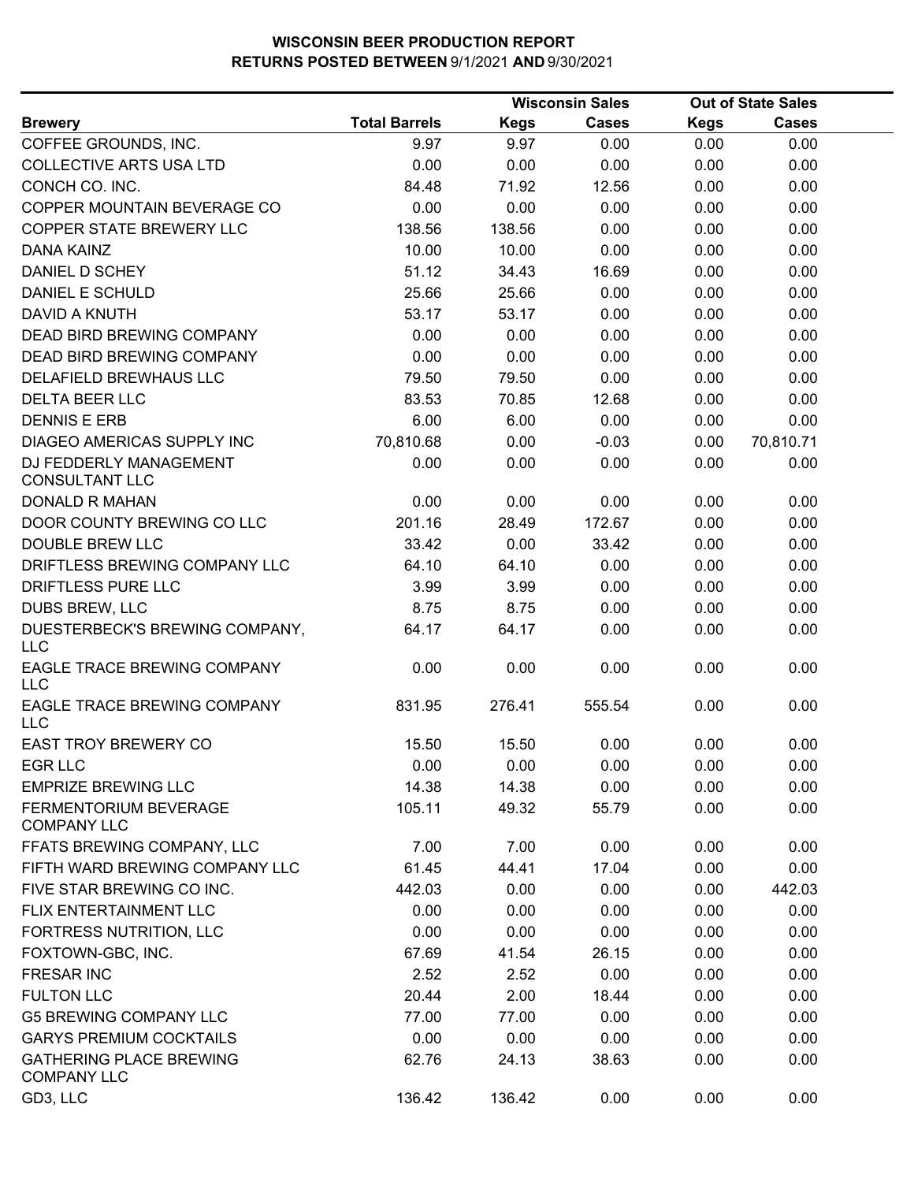# WISCONSIN BEER PRODUCTION REPORT
## RETURNS POSTED BETWEEN 9/1/2021 AND 9/30/2021

| | | Wisconsin Sales | | Out of State Sales | |
|---|---|---|---|---|---|
| **Brewery** | **Total Barrels** | **Kegs** | **Cases** | **Kegs** | **Cases** |
| COFFEE GROUNDS, INC. | 9.97 | 9.97 | 0.00 | 0.00 | 0.00 |
| COLLECTIVE ARTS USA LTD | 0.00 | 0.00 | 0.00 | 0.00 | 0.00 |
| CONCH CO. INC. | 84.48 | 71.92 | 12.56 | 0.00 | 0.00 |
| COPPER MOUNTAIN BEVERAGE CO | 0.00 | 0.00 | 0.00 | 0.00 | 0.00 |
| COPPER STATE BREWERY LLC | 138.56 | 138.56 | 0.00 | 0.00 | 0.00 |
| DANA KAINZ | 10.00 | 10.00 | 0.00 | 0.00 | 0.00 |
| DANIEL D SCHEY | 51.12 | 34.43 | 16.69 | 0.00 | 0.00 |
| DANIEL E SCHULD | 25.66 | 25.66 | 0.00 | 0.00 | 0.00 |
| DAVID A KNUTH | 53.17 | 53.17 | 0.00 | 0.00 | 0.00 |
| DEAD BIRD BREWING COMPANY | 0.00 | 0.00 | 0.00 | 0.00 | 0.00 |
| DEAD BIRD BREWING COMPANY | 0.00 | 0.00 | 0.00 | 0.00 | 0.00 |
| DELAFIELD BREWHAUS LLC | 79.50 | 79.50 | 0.00 | 0.00 | 0.00 |
| DELTA BEER LLC | 83.53 | 70.85 | 12.68 | 0.00 | 0.00 |
| DENNIS E ERB | 6.00 | 6.00 | 0.00 | 0.00 | 0.00 |
| DIAGEO AMERICAS SUPPLY INC | 70,810.68 | 0.00 | -0.03 | 0.00 | 70,810.71 |
| DJ FEDDERLY MANAGEMENT CONSULTANT LLC | 0.00 | 0.00 | 0.00 | 0.00 | 0.00 |
| DONALD R MAHAN | 0.00 | 0.00 | 0.00 | 0.00 | 0.00 |
| DOOR COUNTY BREWING CO LLC | 201.16 | 28.49 | 172.67 | 0.00 | 0.00 |
| DOUBLE BREW LLC | 33.42 | 0.00 | 33.42 | 0.00 | 0.00 |
| DRIFTLESS BREWING COMPANY LLC | 64.10 | 64.10 | 0.00 | 0.00 | 0.00 |
| DRIFTLESS PURE LLC | 3.99 | 3.99 | 0.00 | 0.00 | 0.00 |
| DUBS BREW, LLC | 8.75 | 8.75 | 0.00 | 0.00 | 0.00 |
| DUESTERBECK'S BREWING COMPANY, LLC | 64.17 | 64.17 | 0.00 | 0.00 | 0.00 |
| EAGLE TRACE BREWING COMPANY LLC | 0.00 | 0.00 | 0.00 | 0.00 | 0.00 |
| EAGLE TRACE BREWING COMPANY LLC | 831.95 | 276.41 | 555.54 | 0.00 | 0.00 |
| EAST TROY BREWERY CO | 15.50 | 15.50 | 0.00 | 0.00 | 0.00 |
| EGR LLC | 0.00 | 0.00 | 0.00 | 0.00 | 0.00 |
| EMPRIZE BREWING LLC | 14.38 | 14.38 | 0.00 | 0.00 | 0.00 |
| FERMENTORIUM BEVERAGE COMPANY LLC | 105.11 | 49.32 | 55.79 | 0.00 | 0.00 |
| FFATS BREWING COMPANY, LLC | 7.00 | 7.00 | 0.00 | 0.00 | 0.00 |
| FIFTH WARD BREWING COMPANY LLC | 61.45 | 44.41 | 17.04 | 0.00 | 0.00 |
| FIVE STAR BREWING CO INC. | 442.03 | 0.00 | 0.00 | 0.00 | 442.03 |
| FLIX ENTERTAINMENT LLC | 0.00 | 0.00 | 0.00 | 0.00 | 0.00 |
| FORTRESS NUTRITION, LLC | 0.00 | 0.00 | 0.00 | 0.00 | 0.00 |
| FOXTOWN-GBC, INC. | 67.69 | 41.54 | 26.15 | 0.00 | 0.00 |
| FRESAR INC | 2.52 | 2.52 | 0.00 | 0.00 | 0.00 |
| FULTON LLC | 20.44 | 2.00 | 18.44 | 0.00 | 0.00 |
| G5 BREWING COMPANY LLC | 77.00 | 77.00 | 0.00 | 0.00 | 0.00 |
| GARYS PREMIUM COCKTAILS | 0.00 | 0.00 | 0.00 | 0.00 | 0.00 |
| GATHERING PLACE BREWING COMPANY LLC | 62.76 | 24.13 | 38.63 | 0.00 | 0.00 |
| GD3, LLC | 136.42 | 136.42 | 0.00 | 0.00 | 0.00 |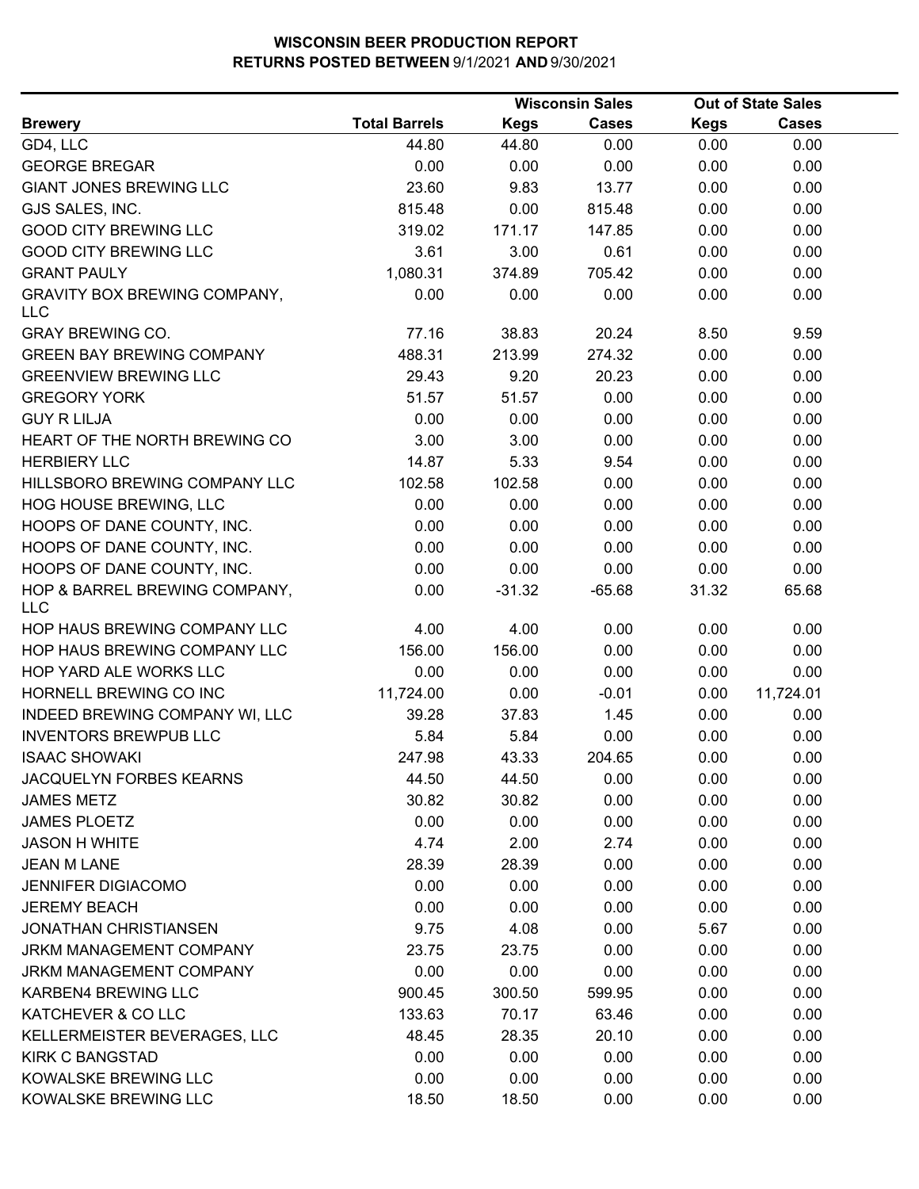# WISCONSIN BEER PRODUCTION REPORT
## RETURNS POSTED BETWEEN 9/1/2021 AND 9/30/2021

| Brewery | Total Barrels | Wisconsin Sales Kegs | Wisconsin Sales Cases | Out of State Sales Kegs | Out of State Sales Cases |
|---|---|---|---|---|---|
| GD4, LLC | 44.80 | 44.80 | 0.00 | 0.00 | 0.00 |
| GEORGE BREGAR | 0.00 | 0.00 | 0.00 | 0.00 | 0.00 |
| GIANT JONES BREWING LLC | 23.60 | 9.83 | 13.77 | 0.00 | 0.00 |
| GJS SALES, INC. | 815.48 | 0.00 | 815.48 | 0.00 | 0.00 |
| GOOD CITY BREWING LLC | 319.02 | 171.17 | 147.85 | 0.00 | 0.00 |
| GOOD CITY BREWING LLC | 3.61 | 3.00 | 0.61 | 0.00 | 0.00 |
| GRANT PAULY | 1,080.31 | 374.89 | 705.42 | 0.00 | 0.00 |
| GRAVITY BOX BREWING COMPANY, LLC | 0.00 | 0.00 | 0.00 | 0.00 | 0.00 |
| GRAY BREWING CO. | 77.16 | 38.83 | 20.24 | 8.50 | 9.59 |
| GREEN BAY BREWING COMPANY | 488.31 | 213.99 | 274.32 | 0.00 | 0.00 |
| GREENVIEW BREWING LLC | 29.43 | 9.20 | 20.23 | 0.00 | 0.00 |
| GREGORY YORK | 51.57 | 51.57 | 0.00 | 0.00 | 0.00 |
| GUY R LILJA | 0.00 | 0.00 | 0.00 | 0.00 | 0.00 |
| HEART OF THE NORTH BREWING CO | 3.00 | 3.00 | 0.00 | 0.00 | 0.00 |
| HERBIERY LLC | 14.87 | 5.33 | 9.54 | 0.00 | 0.00 |
| HILLSBORO BREWING COMPANY LLC | 102.58 | 102.58 | 0.00 | 0.00 | 0.00 |
| HOG HOUSE BREWING, LLC | 0.00 | 0.00 | 0.00 | 0.00 | 0.00 |
| HOOPS OF DANE COUNTY, INC. | 0.00 | 0.00 | 0.00 | 0.00 | 0.00 |
| HOOPS OF DANE COUNTY, INC. | 0.00 | 0.00 | 0.00 | 0.00 | 0.00 |
| HOOPS OF DANE COUNTY, INC. | 0.00 | 0.00 | 0.00 | 0.00 | 0.00 |
| HOP & BARREL BREWING COMPANY, LLC | 0.00 | -31.32 | -65.68 | 31.32 | 65.68 |
| HOP HAUS BREWING COMPANY LLC | 4.00 | 4.00 | 0.00 | 0.00 | 0.00 |
| HOP HAUS BREWING COMPANY LLC | 156.00 | 156.00 | 0.00 | 0.00 | 0.00 |
| HOP YARD ALE WORKS LLC | 0.00 | 0.00 | 0.00 | 0.00 | 0.00 |
| HORNELL BREWING CO INC | 11,724.00 | 0.00 | -0.01 | 0.00 | 11,724.01 |
| INDEED BREWING COMPANY WI, LLC | 39.28 | 37.83 | 1.45 | 0.00 | 0.00 |
| INVENTORS BREWPUB LLC | 5.84 | 5.84 | 0.00 | 0.00 | 0.00 |
| ISAAC SHOWAKI | 247.98 | 43.33 | 204.65 | 0.00 | 0.00 |
| JACQUELYN FORBES KEARNS | 44.50 | 44.50 | 0.00 | 0.00 | 0.00 |
| JAMES METZ | 30.82 | 30.82 | 0.00 | 0.00 | 0.00 |
| JAMES PLOETZ | 0.00 | 0.00 | 0.00 | 0.00 | 0.00 |
| JASON H WHITE | 4.74 | 2.00 | 2.74 | 0.00 | 0.00 |
| JEAN M LANE | 28.39 | 28.39 | 0.00 | 0.00 | 0.00 |
| JENNIFER DIGIACOMO | 0.00 | 0.00 | 0.00 | 0.00 | 0.00 |
| JEREMY BEACH | 0.00 | 0.00 | 0.00 | 0.00 | 0.00 |
| JONATHAN CHRISTIANSEN | 9.75 | 4.08 | 0.00 | 5.67 | 0.00 |
| JRKM MANAGEMENT COMPANY | 23.75 | 23.75 | 0.00 | 0.00 | 0.00 |
| JRKM MANAGEMENT COMPANY | 0.00 | 0.00 | 0.00 | 0.00 | 0.00 |
| KARBEN4 BREWING LLC | 900.45 | 300.50 | 599.95 | 0.00 | 0.00 |
| KATCHEVER & CO LLC | 133.63 | 70.17 | 63.46 | 0.00 | 0.00 |
| KELLERMEISTER BEVERAGES, LLC | 48.45 | 28.35 | 20.10 | 0.00 | 0.00 |
| KIRK C BANGSTAD | 0.00 | 0.00 | 0.00 | 0.00 | 0.00 |
| KOWALSKE BREWING LLC | 0.00 | 0.00 | 0.00 | 0.00 | 0.00 |
| KOWALSKE BREWING LLC | 18.50 | 18.50 | 0.00 | 0.00 | 0.00 |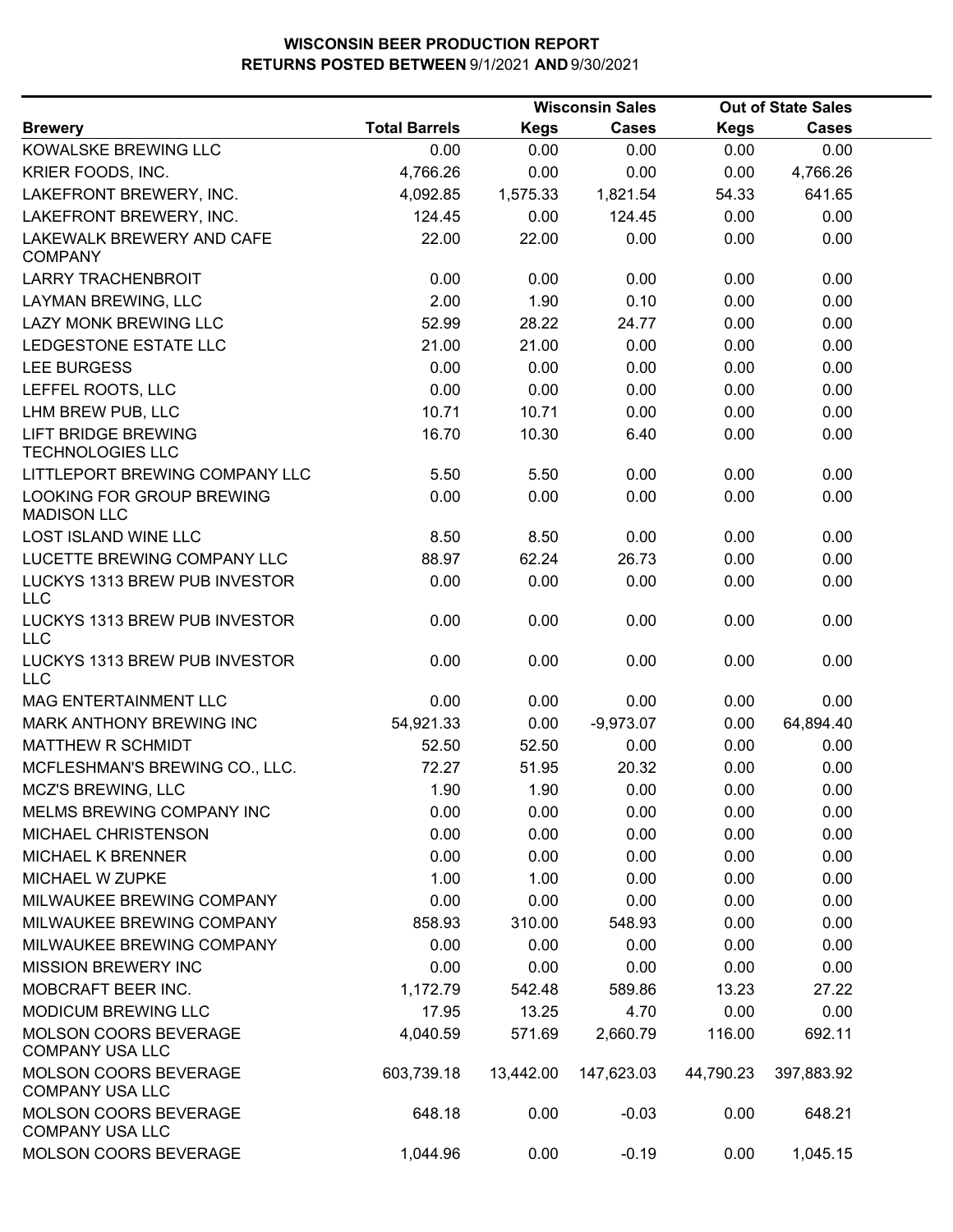# WISCONSIN BEER PRODUCTION REPORT
## RETURNS POSTED BETWEEN 9/1/2021 AND 9/30/2021

| Brewery | Total Barrels | Wisconsin Sales Kegs | Wisconsin Sales Cases | Out of State Sales Kegs | Out of State Sales Cases |
|---|---|---|---|---|---|
| KOWALSKE BREWING LLC | 0.00 | 0.00 | 0.00 | 0.00 | 0.00 |
| KRIER FOODS, INC. | 4,766.26 | 0.00 | 0.00 | 0.00 | 4,766.26 |
| LAKEFRONT BREWERY, INC. | 4,092.85 | 1,575.33 | 1,821.54 | 54.33 | 641.65 |
| LAKEFRONT BREWERY, INC. | 124.45 | 0.00 | 124.45 | 0.00 | 0.00 |
| LAKEWALK BREWERY AND CAFE COMPANY | 22.00 | 22.00 | 0.00 | 0.00 | 0.00 |
| LARRY TRACHENBROIT | 0.00 | 0.00 | 0.00 | 0.00 | 0.00 |
| LAYMAN BREWING, LLC | 2.00 | 1.90 | 0.10 | 0.00 | 0.00 |
| LAZY MONK BREWING LLC | 52.99 | 28.22 | 24.77 | 0.00 | 0.00 |
| LEDGESTONE ESTATE LLC | 21.00 | 21.00 | 0.00 | 0.00 | 0.00 |
| LEE BURGESS | 0.00 | 0.00 | 0.00 | 0.00 | 0.00 |
| LEFFEL ROOTS, LLC | 0.00 | 0.00 | 0.00 | 0.00 | 0.00 |
| LHM BREW PUB, LLC | 10.71 | 10.71 | 0.00 | 0.00 | 0.00 |
| LIFT BRIDGE BREWING TECHNOLOGIES LLC | 16.70 | 10.30 | 6.40 | 0.00 | 0.00 |
| LITTLEPORT BREWING COMPANY LLC | 5.50 | 5.50 | 0.00 | 0.00 | 0.00 |
| LOOKING FOR GROUP BREWING MADISON LLC | 0.00 | 0.00 | 0.00 | 0.00 | 0.00 |
| LOST ISLAND WINE LLC | 8.50 | 8.50 | 0.00 | 0.00 | 0.00 |
| LUCETTE BREWING COMPANY LLC | 88.97 | 62.24 | 26.73 | 0.00 | 0.00 |
| LUCKYS 1313 BREW PUB INVESTOR LLC | 0.00 | 0.00 | 0.00 | 0.00 | 0.00 |
| LUCKYS 1313 BREW PUB INVESTOR LLC | 0.00 | 0.00 | 0.00 | 0.00 | 0.00 |
| LUCKYS 1313 BREW PUB INVESTOR LLC | 0.00 | 0.00 | 0.00 | 0.00 | 0.00 |
| MAG ENTERTAINMENT LLC | 0.00 | 0.00 | 0.00 | 0.00 | 0.00 |
| MARK ANTHONY BREWING INC | 54,921.33 | 0.00 | -9,973.07 | 0.00 | 64,894.40 |
| MATTHEW R SCHMIDT | 52.50 | 52.50 | 0.00 | 0.00 | 0.00 |
| MCFLESHMAN'S BREWING CO., LLC. | 72.27 | 51.95 | 20.32 | 0.00 | 0.00 |
| MCZ'S BREWING, LLC | 1.90 | 1.90 | 0.00 | 0.00 | 0.00 |
| MELMS BREWING COMPANY INC | 0.00 | 0.00 | 0.00 | 0.00 | 0.00 |
| MICHAEL CHRISTENSON | 0.00 | 0.00 | 0.00 | 0.00 | 0.00 |
| MICHAEL K BRENNER | 0.00 | 0.00 | 0.00 | 0.00 | 0.00 |
| MICHAEL W ZUPKE | 1.00 | 1.00 | 0.00 | 0.00 | 0.00 |
| MILWAUKEE BREWING COMPANY | 0.00 | 0.00 | 0.00 | 0.00 | 0.00 |
| MILWAUKEE BREWING COMPANY | 858.93 | 310.00 | 548.93 | 0.00 | 0.00 |
| MILWAUKEE BREWING COMPANY | 0.00 | 0.00 | 0.00 | 0.00 | 0.00 |
| MISSION BREWERY INC | 0.00 | 0.00 | 0.00 | 0.00 | 0.00 |
| MOBCRAFT BEER INC. | 1,172.79 | 542.48 | 589.86 | 13.23 | 27.22 |
| MODICUM BREWING LLC | 17.95 | 13.25 | 4.70 | 0.00 | 0.00 |
| MOLSON COORS BEVERAGE COMPANY USA LLC | 4,040.59 | 571.69 | 2,660.79 | 116.00 | 692.11 |
| MOLSON COORS BEVERAGE COMPANY USA LLC | 603,739.18 | 13,442.00 | 147,623.03 | 44,790.23 | 397,883.92 |
| MOLSON COORS BEVERAGE COMPANY USA LLC | 648.18 | 0.00 | -0.03 | 0.00 | 648.21 |
| MOLSON COORS BEVERAGE | 1,044.96 | 0.00 | -0.19 | 0.00 | 1,045.15 |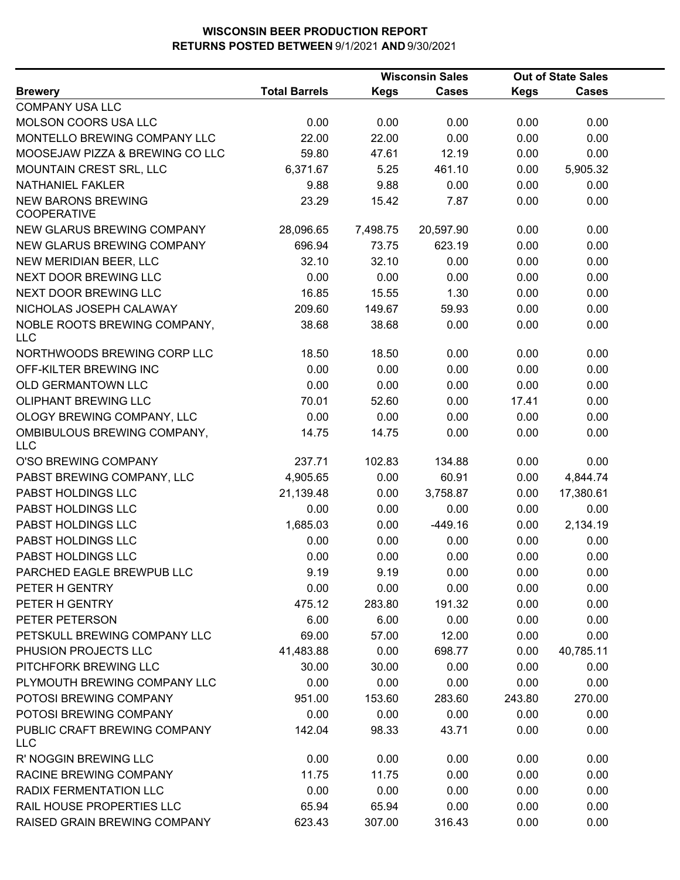# WISCONSIN BEER PRODUCTION REPORT
## RETURNS POSTED BETWEEN 9/1/2021 AND 9/30/2021

| Brewery | Total Barrels | Wisconsin Sales Kegs | Wisconsin Sales Cases | Out of State Sales Kegs | Out of State Sales Cases |
|---|---|---|---|---|---|
| COMPANY USA LLC | | | | | |
| MOLSON COORS USA LLC | 0.00 | 0.00 | 0.00 | 0.00 | 0.00 |
| MONTELLO BREWING COMPANY LLC | 22.00 | 22.00 | 0.00 | 0.00 | 0.00 |
| MOOSEJAW PIZZA & BREWING CO LLC | 59.80 | 47.61 | 12.19 | 0.00 | 0.00 |
| MOUNTAIN CREST SRL, LLC | 6,371.67 | 5.25 | 461.10 | 0.00 | 5,905.32 |
| NATHANIEL FAKLER | 9.88 | 9.88 | 0.00 | 0.00 | 0.00 |
| NEW BARONS BREWING COOPERATIVE | 23.29 | 15.42 | 7.87 | 0.00 | 0.00 |
| NEW GLARUS BREWING COMPANY | 28,096.65 | 7,498.75 | 20,597.90 | 0.00 | 0.00 |
| NEW GLARUS BREWING COMPANY | 696.94 | 73.75 | 623.19 | 0.00 | 0.00 |
| NEW MERIDIAN BEER, LLC | 32.10 | 32.10 | 0.00 | 0.00 | 0.00 |
| NEXT DOOR BREWING LLC | 0.00 | 0.00 | 0.00 | 0.00 | 0.00 |
| NEXT DOOR BREWING LLC | 16.85 | 15.55 | 1.30 | 0.00 | 0.00 |
| NICHOLAS JOSEPH CALAWAY | 209.60 | 149.67 | 59.93 | 0.00 | 0.00 |
| NOBLE ROOTS BREWING COMPANY, LLC | 38.68 | 38.68 | 0.00 | 0.00 | 0.00 |
| NORTHWOODS BREWING CORP LLC | 18.50 | 18.50 | 0.00 | 0.00 | 0.00 |
| OFF-KILTER BREWING INC | 0.00 | 0.00 | 0.00 | 0.00 | 0.00 |
| OLD GERMANTOWN LLC | 0.00 | 0.00 | 0.00 | 0.00 | 0.00 |
| OLIPHANT BREWING LLC | 70.01 | 52.60 | 0.00 | 17.41 | 0.00 |
| OLOGY BREWING COMPANY, LLC | 0.00 | 0.00 | 0.00 | 0.00 | 0.00 |
| OMBIBULOUS BREWING COMPANY, LLC | 14.75 | 14.75 | 0.00 | 0.00 | 0.00 |
| O'SO BREWING COMPANY | 237.71 | 102.83 | 134.88 | 0.00 | 0.00 |
| PABST BREWING COMPANY, LLC | 4,905.65 | 0.00 | 60.91 | 0.00 | 4,844.74 |
| PABST HOLDINGS LLC | 21,139.48 | 0.00 | 3,758.87 | 0.00 | 17,380.61 |
| PABST HOLDINGS LLC | 0.00 | 0.00 | 0.00 | 0.00 | 0.00 |
| PABST HOLDINGS LLC | 1,685.03 | 0.00 | -449.16 | 0.00 | 2,134.19 |
| PABST HOLDINGS LLC | 0.00 | 0.00 | 0.00 | 0.00 | 0.00 |
| PABST HOLDINGS LLC | 0.00 | 0.00 | 0.00 | 0.00 | 0.00 |
| PARCHED EAGLE BREWPUB LLC | 9.19 | 9.19 | 0.00 | 0.00 | 0.00 |
| PETER H GENTRY | 0.00 | 0.00 | 0.00 | 0.00 | 0.00 |
| PETER H GENTRY | 475.12 | 283.80 | 191.32 | 0.00 | 0.00 |
| PETER PETERSON | 6.00 | 6.00 | 0.00 | 0.00 | 0.00 |
| PETSKULL BREWING COMPANY LLC | 69.00 | 57.00 | 12.00 | 0.00 | 0.00 |
| PHUSION PROJECTS LLC | 41,483.88 | 0.00 | 698.77 | 0.00 | 40,785.11 |
| PITCHFORK BREWING LLC | 30.00 | 30.00 | 0.00 | 0.00 | 0.00 |
| PLYMOUTH BREWING COMPANY LLC | 0.00 | 0.00 | 0.00 | 0.00 | 0.00 |
| POTOSI BREWING COMPANY | 951.00 | 153.60 | 283.60 | 243.80 | 270.00 |
| POTOSI BREWING COMPANY | 0.00 | 0.00 | 0.00 | 0.00 | 0.00 |
| PUBLIC CRAFT BREWING COMPANY LLC | 142.04 | 98.33 | 43.71 | 0.00 | 0.00 |
| R' NOGGIN BREWING LLC | 0.00 | 0.00 | 0.00 | 0.00 | 0.00 |
| RACINE BREWING COMPANY | 11.75 | 11.75 | 0.00 | 0.00 | 0.00 |
| RADIX FERMENTATION LLC | 0.00 | 0.00 | 0.00 | 0.00 | 0.00 |
| RAIL HOUSE PROPERTIES LLC | 65.94 | 65.94 | 0.00 | 0.00 | 0.00 |
| RAISED GRAIN BREWING COMPANY | 623.43 | 307.00 | 316.43 | 0.00 | 0.00 |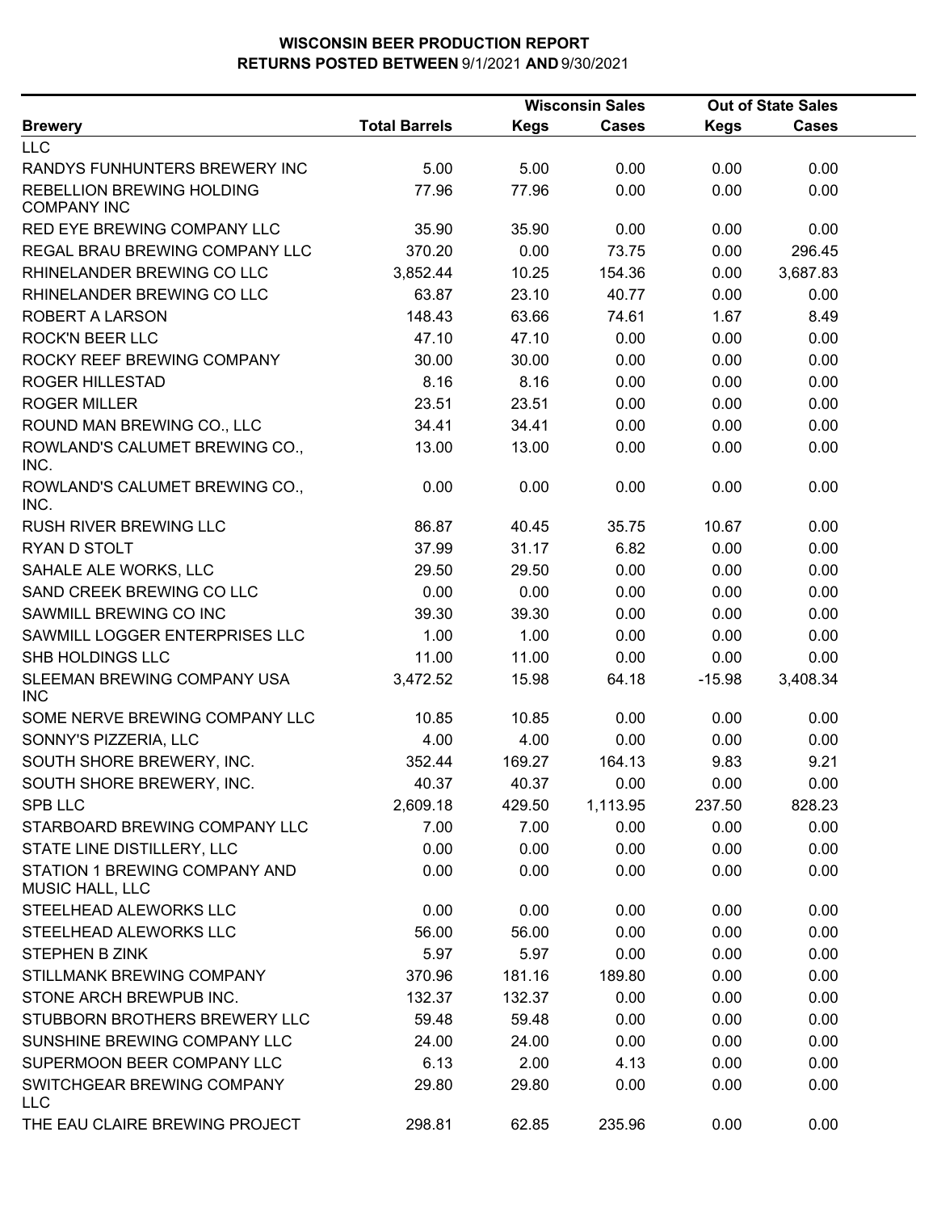# WISCONSIN BEER PRODUCTION REPORT
## RETURNS POSTED BETWEEN 9/1/2021 AND 9/30/2021

| Brewery | Total Barrels | Wisconsin Sales Kegs | Wisconsin Sales Cases | Out of State Sales Kegs | Out of State Sales Cases |
|---|---|---|---|---|---|
| LLC | | | | | |
| RANDYS FUNHUNTERS BREWERY INC | 5.00 | 5.00 | 0.00 | 0.00 | 0.00 |
| REBELLION BREWING HOLDING COMPANY INC | 77.96 | 77.96 | 0.00 | 0.00 | 0.00 |
| RED EYE BREWING COMPANY LLC | 35.90 | 35.90 | 0.00 | 0.00 | 0.00 |
| REGAL BRAU BREWING COMPANY LLC | 370.20 | 0.00 | 73.75 | 0.00 | 296.45 |
| RHINELANDER BREWING CO LLC | 3,852.44 | 10.25 | 154.36 | 0.00 | 3,687.83 |
| RHINELANDER BREWING CO LLC | 63.87 | 23.10 | 40.77 | 0.00 | 0.00 |
| ROBERT A LARSON | 148.43 | 63.66 | 74.61 | 1.67 | 8.49 |
| ROCK'N BEER LLC | 47.10 | 47.10 | 0.00 | 0.00 | 0.00 |
| ROCKY REEF BREWING COMPANY | 30.00 | 30.00 | 0.00 | 0.00 | 0.00 |
| ROGER HILLESTAD | 8.16 | 8.16 | 0.00 | 0.00 | 0.00 |
| ROGER MILLER | 23.51 | 23.51 | 0.00 | 0.00 | 0.00 |
| ROUND MAN BREWING CO., LLC | 34.41 | 34.41 | 0.00 | 0.00 | 0.00 |
| ROWLAND'S CALUMET BREWING CO., INC. | 13.00 | 13.00 | 0.00 | 0.00 | 0.00 |
| ROWLAND'S CALUMET BREWING CO., INC. | 0.00 | 0.00 | 0.00 | 0.00 | 0.00 |
| RUSH RIVER BREWING LLC | 86.87 | 40.45 | 35.75 | 10.67 | 0.00 |
| RYAN D STOLT | 37.99 | 31.17 | 6.82 | 0.00 | 0.00 |
| SAHALE ALE WORKS, LLC | 29.50 | 29.50 | 0.00 | 0.00 | 0.00 |
| SAND CREEK BREWING CO LLC | 0.00 | 0.00 | 0.00 | 0.00 | 0.00 |
| SAWMILL BREWING CO INC | 39.30 | 39.30 | 0.00 | 0.00 | 0.00 |
| SAWMILL LOGGER ENTERPRISES LLC | 1.00 | 1.00 | 0.00 | 0.00 | 0.00 |
| SHB HOLDINGS LLC | 11.00 | 11.00 | 0.00 | 0.00 | 0.00 |
| SLEEMAN BREWING COMPANY USA INC | 3,472.52 | 15.98 | 64.18 | -15.98 | 3,408.34 |
| SOME NERVE BREWING COMPANY LLC | 10.85 | 10.85 | 0.00 | 0.00 | 0.00 |
| SONNY'S PIZZERIA, LLC | 4.00 | 4.00 | 0.00 | 0.00 | 0.00 |
| SOUTH SHORE BREWERY, INC. | 352.44 | 169.27 | 164.13 | 9.83 | 9.21 |
| SOUTH SHORE BREWERY, INC. | 40.37 | 40.37 | 0.00 | 0.00 | 0.00 |
| SPB LLC | 2,609.18 | 429.50 | 1,113.95 | 237.50 | 828.23 |
| STARBOARD BREWING COMPANY LLC | 7.00 | 7.00 | 0.00 | 0.00 | 0.00 |
| STATE LINE DISTILLERY, LLC | 0.00 | 0.00 | 0.00 | 0.00 | 0.00 |
| STATION 1 BREWING COMPANY AND MUSIC HALL, LLC | 0.00 | 0.00 | 0.00 | 0.00 | 0.00 |
| STEELHEAD ALEWORKS LLC | 0.00 | 0.00 | 0.00 | 0.00 | 0.00 |
| STEELHEAD ALEWORKS LLC | 56.00 | 56.00 | 0.00 | 0.00 | 0.00 |
| STEPHEN B ZINK | 5.97 | 5.97 | 0.00 | 0.00 | 0.00 |
| STILLMANK BREWING COMPANY | 370.96 | 181.16 | 189.80 | 0.00 | 0.00 |
| STONE ARCH BREWPUB INC. | 132.37 | 132.37 | 0.00 | 0.00 | 0.00 |
| STUBBORN BROTHERS BREWERY LLC | 59.48 | 59.48 | 0.00 | 0.00 | 0.00 |
| SUNSHINE BREWING COMPANY LLC | 24.00 | 24.00 | 0.00 | 0.00 | 0.00 |
| SUPERMOON BEER COMPANY LLC | 6.13 | 2.00 | 4.13 | 0.00 | 0.00 |
| SWITCHGEAR BREWING COMPANY LLC | 29.80 | 29.80 | 0.00 | 0.00 | 0.00 |
| THE EAU CLAIRE BREWING PROJECT | 298.81 | 62.85 | 235.96 | 0.00 | 0.00 |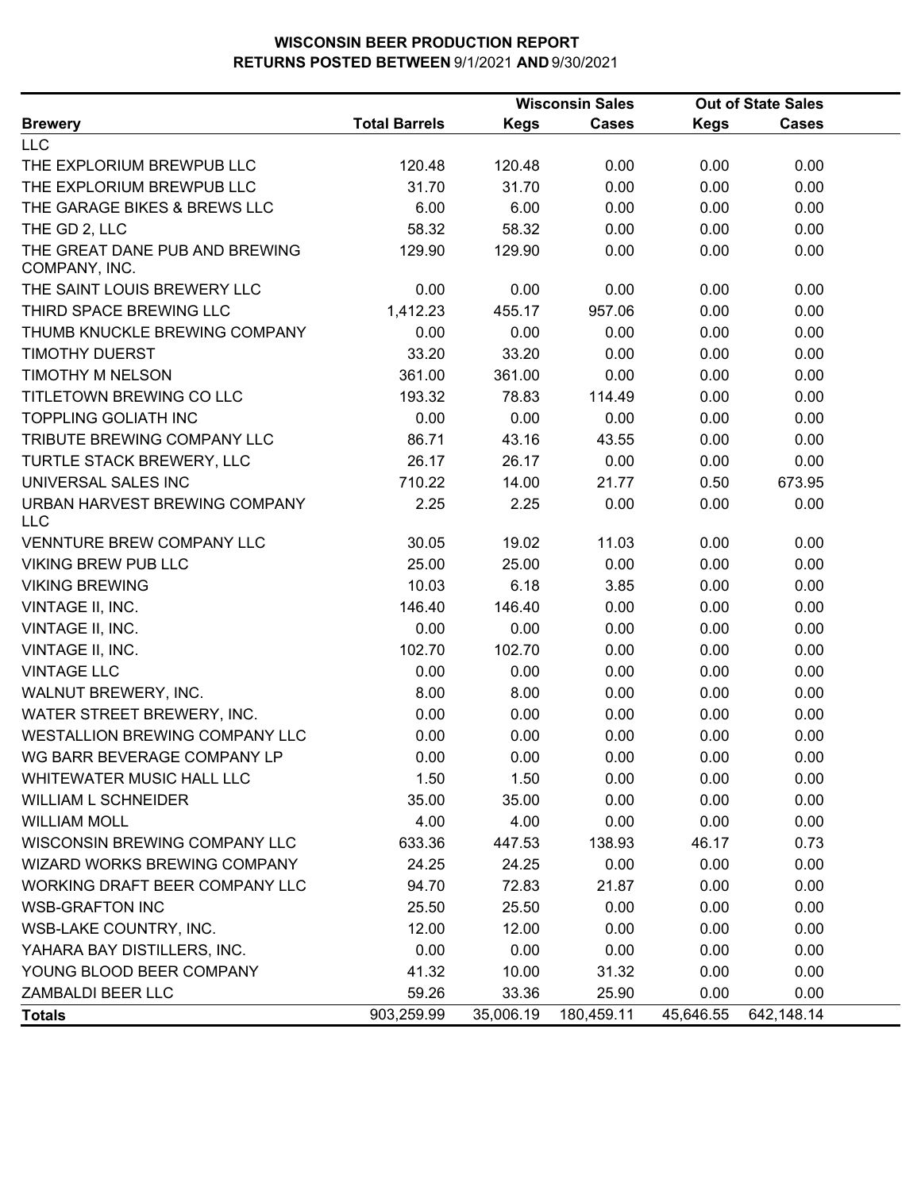# WISCONSIN BEER PRODUCTION REPORT
## RETURNS POSTED BETWEEN 9/1/2021 AND 9/30/2021

| | | Wisconsin Sales | | Out of State Sales | |
|---|---|---|---|---|---|
| **Brewery** | **Total Barrels** | **Kegs** | **Cases** | **Kegs** | **Cases** |
| LLC | | | | | |
| THE EXPLORIUM BREWPUB LLC | 120.48 | 120.48 | 0.00 | 0.00 | 0.00 |
| THE EXPLORIUM BREWPUB LLC | 31.70 | 31.70 | 0.00 | 0.00 | 0.00 |
| THE GARAGE BIKES & BREWS LLC | 6.00 | 6.00 | 0.00 | 0.00 | 0.00 |
| THE GD 2, LLC | 58.32 | 58.32 | 0.00 | 0.00 | 0.00 |
| THE GREAT DANE PUB AND BREWING COMPANY, INC. | 129.90 | 129.90 | 0.00 | 0.00 | 0.00 |
| THE SAINT LOUIS BREWERY LLC | 0.00 | 0.00 | 0.00 | 0.00 | 0.00 |
| THIRD SPACE BREWING LLC | 1,412.23 | 455.17 | 957.06 | 0.00 | 0.00 |
| THUMB KNUCKLE BREWING COMPANY | 0.00 | 0.00 | 0.00 | 0.00 | 0.00 |
| TIMOTHY DUERST | 33.20 | 33.20 | 0.00 | 0.00 | 0.00 |
| TIMOTHY M NELSON | 361.00 | 361.00 | 0.00 | 0.00 | 0.00 |
| TITLETOWN BREWING CO LLC | 193.32 | 78.83 | 114.49 | 0.00 | 0.00 |
| TOPPLING GOLIATH INC | 0.00 | 0.00 | 0.00 | 0.00 | 0.00 |
| TRIBUTE BREWING COMPANY LLC | 86.71 | 43.16 | 43.55 | 0.00 | 0.00 |
| TURTLE STACK BREWERY, LLC | 26.17 | 26.17 | 0.00 | 0.00 | 0.00 |
| UNIVERSAL SALES INC | 710.22 | 14.00 | 21.77 | 0.50 | 673.95 |
| URBAN HARVEST BREWING COMPANY LLC | 2.25 | 2.25 | 0.00 | 0.00 | 0.00 |
| VENNTURE BREW COMPANY LLC | 30.05 | 19.02 | 11.03 | 0.00 | 0.00 |
| VIKING BREW PUB LLC | 25.00 | 25.00 | 0.00 | 0.00 | 0.00 |
| VIKING BREWING | 10.03 | 6.18 | 3.85 | 0.00 | 0.00 |
| VINTAGE II, INC. | 146.40 | 146.40 | 0.00 | 0.00 | 0.00 |
| VINTAGE II, INC. | 0.00 | 0.00 | 0.00 | 0.00 | 0.00 |
| VINTAGE II, INC. | 102.70 | 102.70 | 0.00 | 0.00 | 0.00 |
| VINTAGE LLC | 0.00 | 0.00 | 0.00 | 0.00 | 0.00 |
| WALNUT BREWERY, INC. | 8.00 | 8.00 | 0.00 | 0.00 | 0.00 |
| WATER STREET BREWERY, INC. | 0.00 | 0.00 | 0.00 | 0.00 | 0.00 |
| WESTALLION BREWING COMPANY LLC | 0.00 | 0.00 | 0.00 | 0.00 | 0.00 |
| WG BARR BEVERAGE COMPANY LP | 0.00 | 0.00 | 0.00 | 0.00 | 0.00 |
| WHITEWATER MUSIC HALL LLC | 1.50 | 1.50 | 0.00 | 0.00 | 0.00 |
| WILLIAM L SCHNEIDER | 35.00 | 35.00 | 0.00 | 0.00 | 0.00 |
| WILLIAM MOLL | 4.00 | 4.00 | 0.00 | 0.00 | 0.00 |
| WISCONSIN BREWING COMPANY LLC | 633.36 | 447.53 | 138.93 | 46.17 | 0.73 |
| WIZARD WORKS BREWING COMPANY | 24.25 | 24.25 | 0.00 | 0.00 | 0.00 |
| WORKING DRAFT BEER COMPANY LLC | 94.70 | 72.83 | 21.87 | 0.00 | 0.00 |
| WSB-GRAFTON INC | 25.50 | 25.50 | 0.00 | 0.00 | 0.00 |
| WSB-LAKE COUNTRY, INC. | 12.00 | 12.00 | 0.00 | 0.00 | 0.00 |
| YAHARA BAY DISTILLERS, INC. | 0.00 | 0.00 | 0.00 | 0.00 | 0.00 |
| YOUNG BLOOD BEER COMPANY | 41.32 | 10.00 | 31.32 | 0.00 | 0.00 |
| ZAMBALDI BEER LLC | 59.26 | 33.36 | 25.90 | 0.00 | 0.00 |
| **Totals** | 903,259.99 | 35,006.19 | 180,459.11 | 45,646.55 | 642,148.14 |